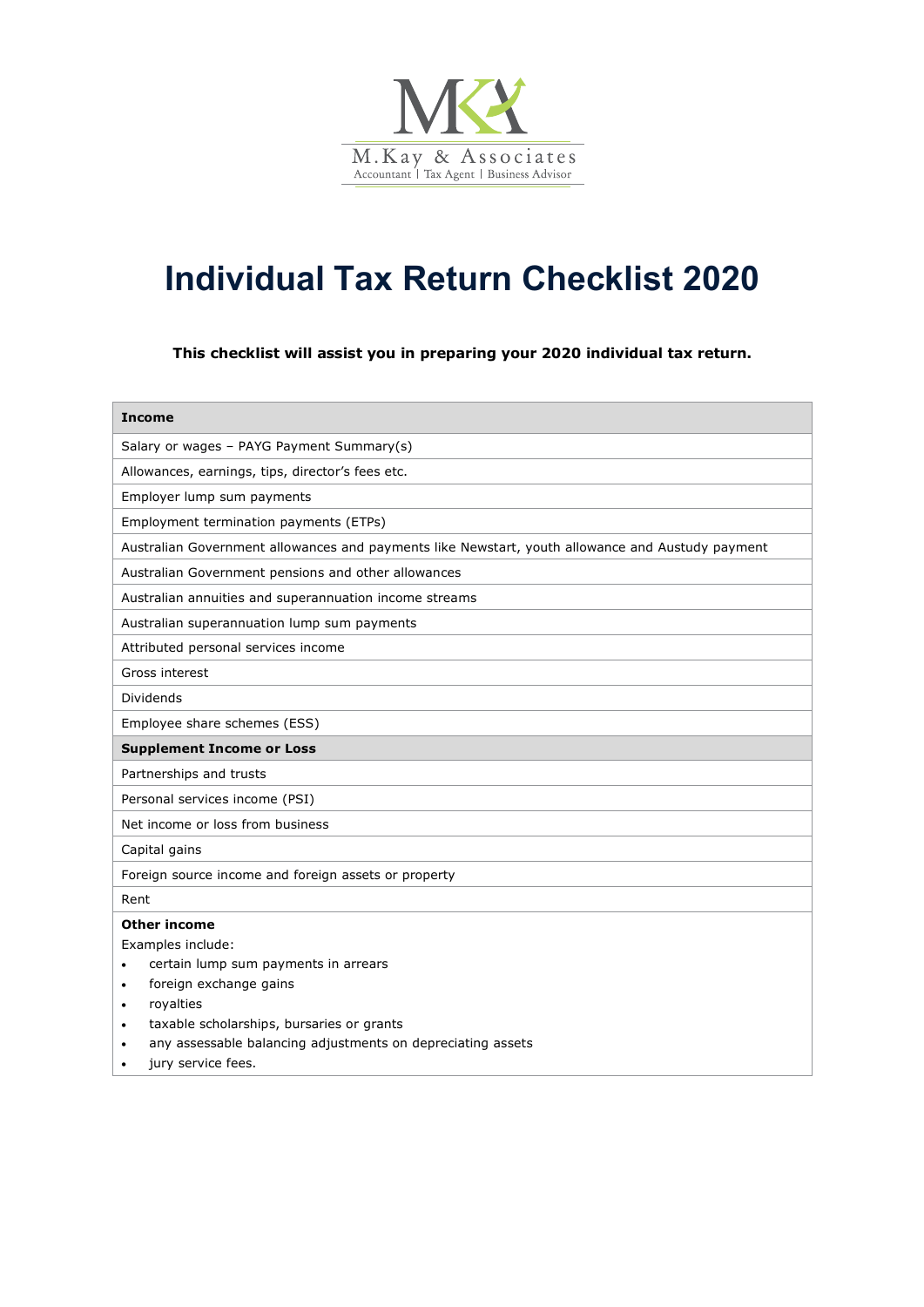M.Kay & Associates
Accountant | Tax Agent | Business Advisor

# Individual Tax Return Checklist 2020

**This checklist will assist you in preparing your 2020 individual tax return.**

| **Income** |
|---|
| Salary or wages – PAYG Payment Summary(s) |
| Allowances, earnings, tips, director's fees etc. |
| Employer lump sum payments |
| Employment termination payments (ETPs) |
| Australian Government allowances and payments like Newstart, youth allowance and Austudy payment |
| Australian Government pensions and other allowances |
| Australian annuities and superannuation income streams |
| Australian superannuation lump sum payments |
| Attributed personal services income |
| Gross interest |
| Dividends |
| Employee share schemes (ESS) |
| **Supplement Income or Loss** |
| Partnerships and trusts |
| Personal services income (PSI) |
| Net income or loss from business |
| Capital gains |
| Foreign source income and foreign assets or property |
| Rent |
| **Other income**<br>Examples include:<br>• certain lump sum payments in arrears<br>• foreign exchange gains<br>• royalties<br>• taxable scholarships, bursaries or grants<br>• any assessable balancing adjustments on depreciating assets<br>• jury service fees. |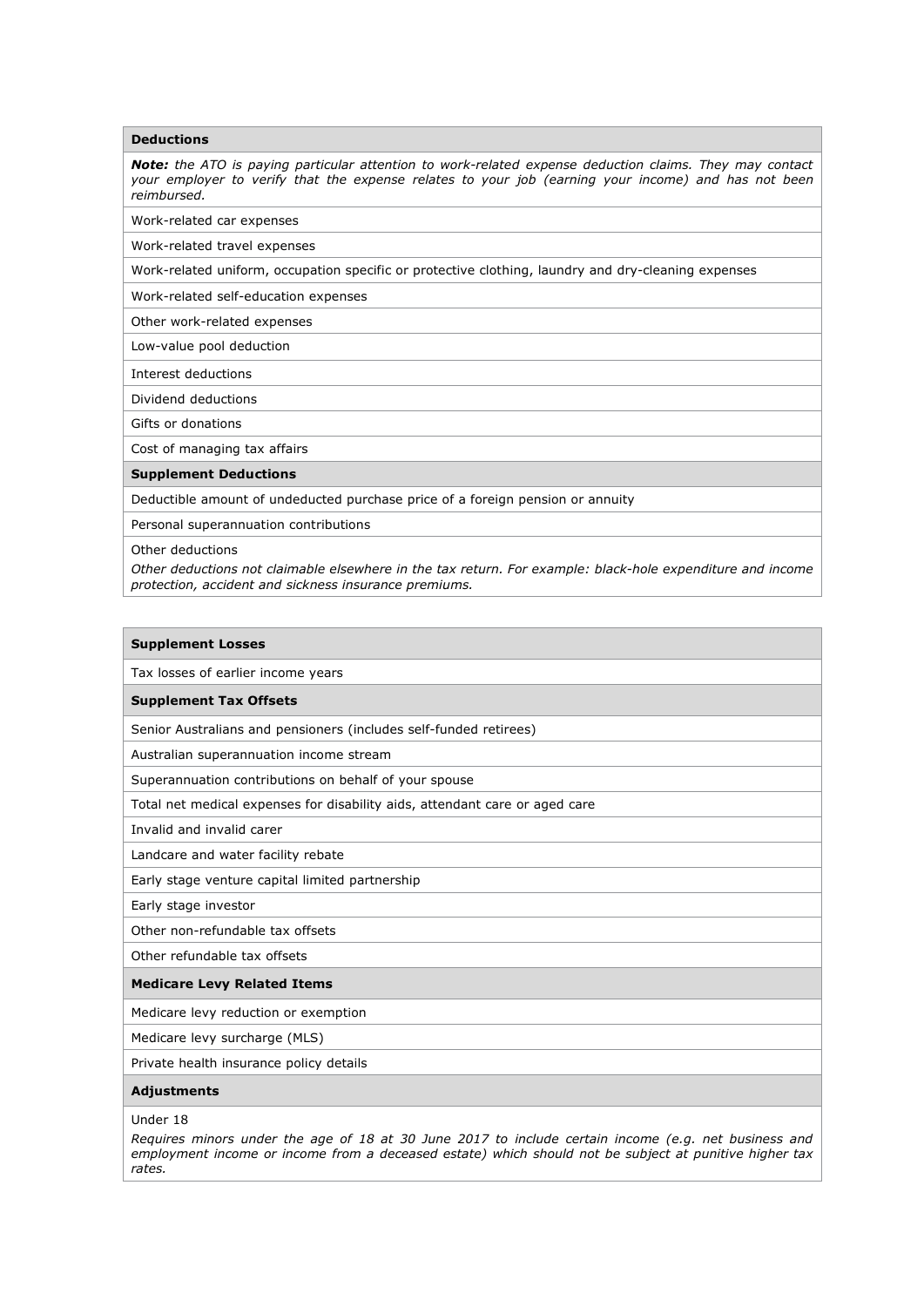| **Deductions** |
|---|
| ***Note:*** *the ATO is paying particular attention to work-related expense deduction claims. They may contact your employer to verify that the expense relates to your job (earning your income) and has not been reimbursed.* |
| Work-related car expenses |
| Work-related travel expenses |
| Work-related uniform, occupation specific or protective clothing, laundry and dry-cleaning expenses |
| Work-related self-education expenses |
| Other work-related expenses |
| Low-value pool deduction |
| Interest deductions |
| Dividend deductions |
| Gifts or donations |
| Cost of managing tax affairs |
| **Supplement Deductions** |
| Deductible amount of undeducted purchase price of a foreign pension or annuity |
| Personal superannuation contributions |
| Other deductions<br>*Other deductions not claimable elsewhere in the tax return. For example: black-hole expenditure and income protection, accident and sickness insurance premiums.* |

| **Supplement Losses** |
|---|
| Tax losses of earlier income years |
| **Supplement Tax Offsets** |
| Senior Australians and pensioners (includes self-funded retirees) |
| Australian superannuation income stream |
| Superannuation contributions on behalf of your spouse |
| Total net medical expenses for disability aids, attendant care or aged care |
| Invalid and invalid carer |
| Landcare and water facility rebate |
| Early stage venture capital limited partnership |
| Early stage investor |
| Other non-refundable tax offsets |
| Other refundable tax offsets |
| **Medicare Levy Related Items** |
| Medicare levy reduction or exemption |
| Medicare levy surcharge (MLS) |
| Private health insurance policy details |
| **Adjustments** |
| Under 18<br>*Requires minors under the age of 18 at 30 June 2017 to include certain income (e.g. net business and employment income or income from a deceased estate) which should not be subject at punitive higher tax rates.* |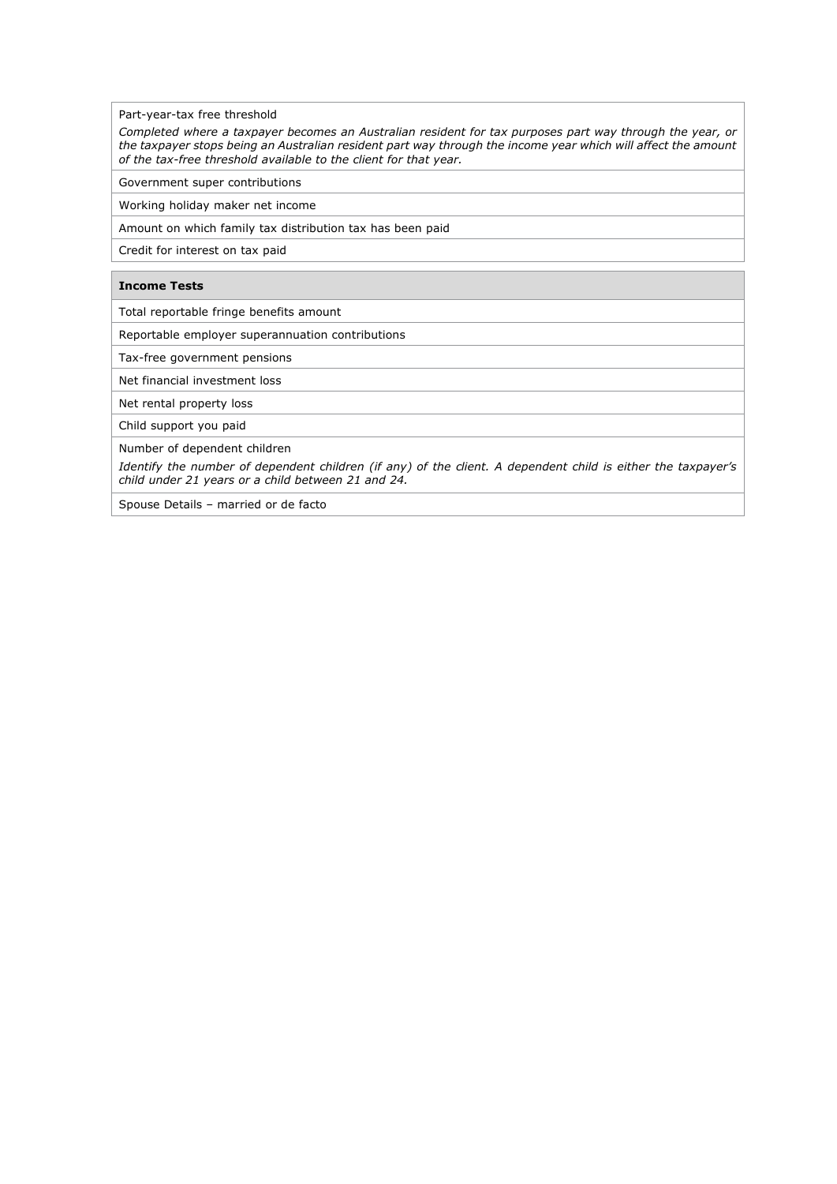| |
|---|
| Part-year-tax free threshold<br>*Completed where a taxpayer becomes an Australian resident for tax purposes part way through the year, or the taxpayer stops being an Australian resident part way through the income year which will affect the amount of the tax-free threshold available to the client for that year.* |
| Government super contributions |
| Working holiday maker net income |
| Amount on which family tax distribution tax has been paid |
| Credit for interest on tax paid |

| **Income Tests** |
|---|
| Total reportable fringe benefits amount |
| Reportable employer superannuation contributions |
| Tax-free government pensions |
| Net financial investment loss |
| Net rental property loss |
| Child support you paid |
| Number of dependent children<br>*Identify the number of dependent children (if any) of the client. A dependent child is either the taxpayer's child under 21 years or a child between 21 and 24.* |
| Spouse Details – married or de facto |